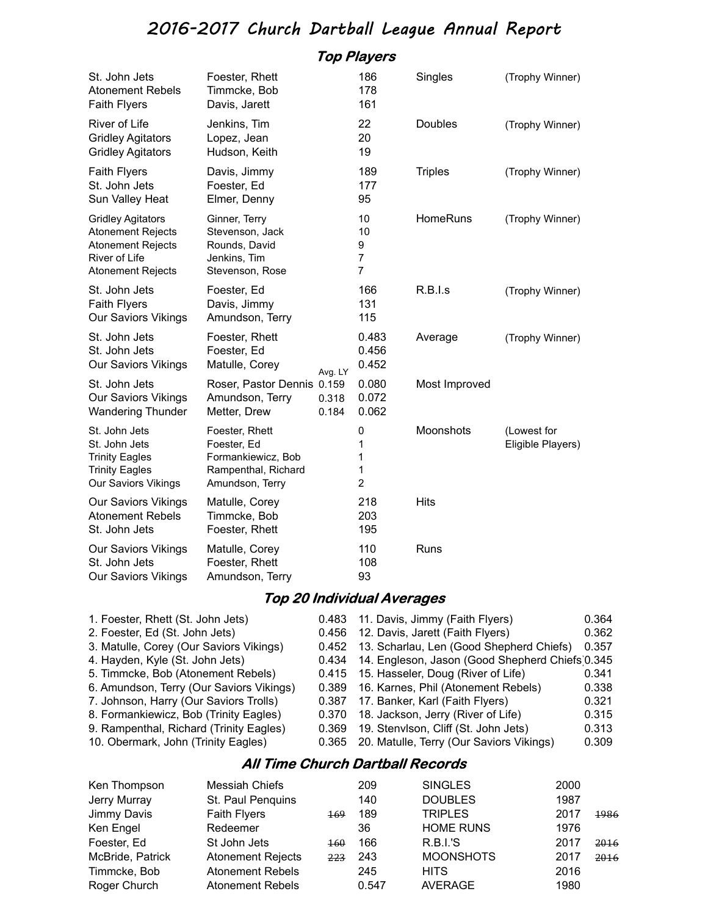# 2016-2017 Church Dartball League Annual Report

## Top Players

| Team | Player | Avg. LY | Value | Category | Note |
|---|---|---|---|---|---|
| St. John Jets | Foester, Rhett | | 186 | Singles | (Trophy Winner) |
| Atonement Rebels | Timmcke, Bob | | 178 | | |
| Faith Flyers | Davis, Jarett | | 161 | | |
| River of Life | Jenkins, Tim | | 22 | Doubles | (Trophy Winner) |
| Gridley Agitators | Lopez, Jean | | 20 | | |
| Gridley Agitators | Hudson, Keith | | 19 | | |
| Faith Flyers | Davis, Jimmy | | 189 | Triples | (Trophy Winner) |
| St. John Jets | Foester, Ed | | 177 | | |
| Sun Valley Heat | Elmer, Denny | | 95 | | |
| Gridley Agitators | Ginner, Terry | | 10 | HomeRuns | (Trophy Winner) |
| Atonement Rejects | Stevenson, Jack | | 10 | | |
| Atonement Rejects | Rounds, David | | 9 | | |
| River of Life | Jenkins, Tim | | 7 | | |
| Atonement Rejects | Stevenson, Rose | | 7 | | |
| St. John Jets | Foester, Ed | | 166 | R.B.I.s | (Trophy Winner) |
| Faith Flyers | Davis, Jimmy | | 131 | | |
| Our Saviors Vikings | Amundson, Terry | | 115 | | |
| St. John Jets | Foester, Rhett | | 0.483 | Average | (Trophy Winner) |
| St. John Jets | Foester, Ed | | 0.456 | | |
| Our Saviors Vikings | Matulle, Corey | | 0.452 | | |
| St. John Jets | Roser, Pastor Dennis | 0.159 | 0.080 | Most Improved | |
| Our Saviors Vikings | Amundson, Terry | 0.318 | 0.072 | | |
| Wandering Thunder | Metter, Drew | 0.184 | 0.062 | | |
| St. John Jets | Foester, Rhett | | 0 | Moonshots | (Lowest for Eligible Players) |
| St. John Jets | Foester, Ed | | 1 | | |
| Trinity Eagles | Formankiewicz, Bob | | 1 | | |
| Trinity Eagles | Rampenthal, Richard | | 1 | | |
| Our Saviors Vikings | Amundson, Terry | | 2 | | |
| Our Saviors Vikings | Matulle, Corey | | 218 | Hits | |
| Atonement Rebels | Timmcke, Bob | | 203 | | |
| St. John Jets | Foester, Rhett | | 195 | | |
| Our Saviors Vikings | Matulle, Corey | | 110 | Runs | |
| St. John Jets | Foester, Rhett | | 108 | | |
| Our Saviors Vikings | Amundson, Terry | | 93 | | |

## Top 20 Individual Averages

| Player | Avg. | Player | Avg. |
|---|---|---|---|
| 1. Foester, Rhett (St. John Jets) | 0.483 | 11. Davis, Jimmy (Faith Flyers) | 0.364 |
| 2. Foester, Ed (St. John Jets) | 0.456 | 12. Davis, Jarett (Faith Flyers) | 0.362 |
| 3. Matulle, Corey (Our Saviors Vikings) | 0.452 | 13. Scharlau, Len (Good Shepherd Chiefs) | 0.357 |
| 4. Hayden, Kyle (St. John Jets) | 0.434 | 14. Engleson, Jason (Good Shepherd Chiefs) | 0.345 |
| 5. Timmcke, Bob (Atonement Rebels) | 0.415 | 15. Hasseler, Doug (River of Life) | 0.341 |
| 6. Amundson, Terry (Our Saviors Vikings) | 0.389 | 16. Karnes, Phil (Atonement Rebels) | 0.338 |
| 7. Johnson, Harry (Our Saviors Trolls) | 0.387 | 17. Banker, Karl (Faith Flyers) | 0.321 |
| 8. Formankiewicz, Bob (Trinity Eagles) | 0.370 | 18. Jackson, Jerry (River of Life) | 0.315 |
| 9. Rampenthal, Richard (Trinity Eagles) | 0.369 | 19. Stenvlson, Cliff (St. John Jets) | 0.313 |
| 10. Obermark, John (Trinity Eagles) | 0.365 | 20. Matulle, Terry (Our Saviors Vikings) | 0.309 |

## All Time Church Dartball Records

| Player | Team | Previous | Record | Category | Year | Previous Year |
|---|---|---|---|---|---|---|
| Ken Thompson | Messiah Chiefs | | 209 | SINGLES | 2000 | |
| Jerry Murray | St. Paul Penquins | | 140 | DOUBLES | 1987 | |
| Jimmy Davis | Faith Flyers | ~~169~~ | 189 | TRIPLES | 2017 | ~~1986~~ |
| Ken Engel | Redeemer | | 36 | HOME RUNS | 1976 | |
| Foester, Ed | St John Jets | ~~160~~ | 166 | R.B.I.'S | 2017 | ~~2016~~ |
| McBride, Patrick | Atonement Rejects | ~~223~~ | 243 | MOONSHOTS | 2017 | ~~2016~~ |
| Timmcke, Bob | Atonement Rebels | | 245 | HITS | 2016 | |
| Roger Church | Atonement Rebels | | 0.547 | AVERAGE | 1980 | |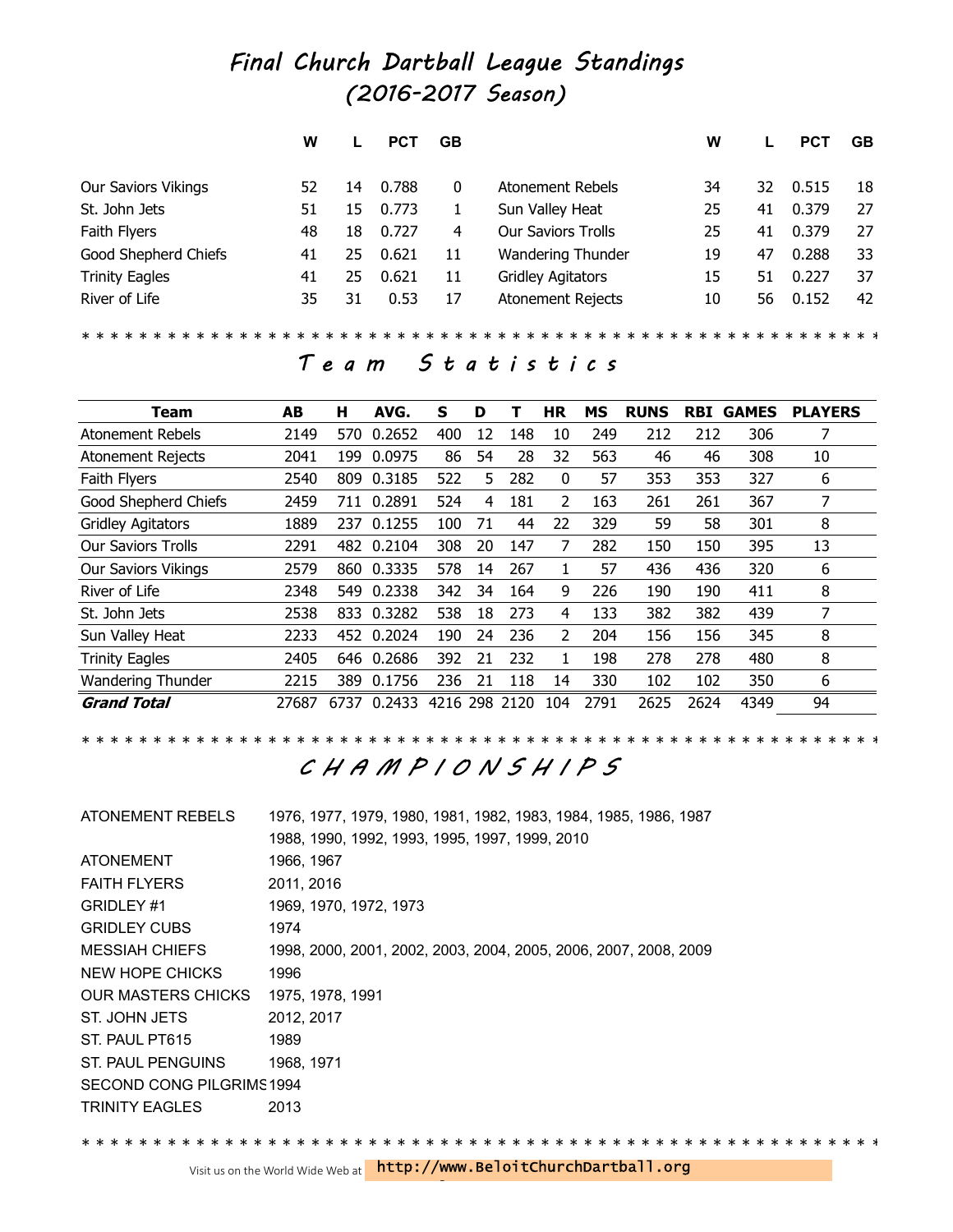# Final Church Dartball League Standings
## (2016-2017 Season)

| | W | L | PCT | GB |
|---|---|---|---|---|
| Our Saviors Vikings | 52 | 14 | 0.788 | 0 |
| St. John Jets | 51 | 15 | 0.773 | 1 |
| Faith Flyers | 48 | 18 | 0.727 | 4 |
| Good Shepherd Chiefs | 41 | 25 | 0.621 | 11 |
| Trinity Eagles | 41 | 25 | 0.621 | 11 |
| River of Life | 35 | 31 | 0.53 | 17 |
| Atonement Rebels | 34 | 32 | 0.515 | 18 |
| Sun Valley Heat | 25 | 41 | 0.379 | 27 |
| Our Saviors Trolls | 25 | 41 | 0.379 | 27 |
| Wandering Thunder | 19 | 47 | 0.288 | 33 |
| Gridley Agitators | 15 | 51 | 0.227 | 37 |
| Atonement Rejects | 10 | 56 | 0.152 | 42 |

* * * * * * * * * * * * * * * * * * * * * * * * * * * * * * * * * * * * * * * * * * * * * * * * * * * * * * * *

## Team Statistics

| Team | AB | H | AVG. | S | D | T | HR | MS | RUNS | RBI | GAMES | PLAYERS |
|---|---|---|---|---|---|---|---|---|---|---|---|---|
| Atonement Rebels | 2149 | 570 | 0.2652 | 400 | 12 | 148 | 10 | 249 | 212 | 212 | 306 | 7 |
| Atonement Rejects | 2041 | 199 | 0.0975 | 86 | 54 | 28 | 32 | 563 | 46 | 46 | 308 | 10 |
| Faith Flyers | 2540 | 809 | 0.3185 | 522 | 5 | 282 | 0 | 57 | 353 | 353 | 327 | 6 |
| Good Shepherd Chiefs | 2459 | 711 | 0.2891 | 524 | 4 | 181 | 2 | 163 | 261 | 261 | 367 | 7 |
| Gridley Agitators | 1889 | 237 | 0.1255 | 100 | 71 | 44 | 22 | 329 | 59 | 58 | 301 | 8 |
| Our Saviors Trolls | 2291 | 482 | 0.2104 | 308 | 20 | 147 | 7 | 282 | 150 | 150 | 395 | 13 |
| Our Saviors Vikings | 2579 | 860 | 0.3335 | 578 | 14 | 267 | 1 | 57 | 436 | 436 | 320 | 6 |
| River of Life | 2348 | 549 | 0.2338 | 342 | 34 | 164 | 9 | 226 | 190 | 190 | 411 | 8 |
| St. John Jets | 2538 | 833 | 0.3282 | 538 | 18 | 273 | 4 | 133 | 382 | 382 | 439 | 7 |
| Sun Valley Heat | 2233 | 452 | 0.2024 | 190 | 24 | 236 | 2 | 204 | 156 | 156 | 345 | 8 |
| Trinity Eagles | 2405 | 646 | 0.2686 | 392 | 21 | 232 | 1 | 198 | 278 | 278 | 480 | 8 |
| Wandering Thunder | 2215 | 389 | 0.1756 | 236 | 21 | 118 | 14 | 330 | 102 | 102 | 350 | 6 |
| ***Grand Total*** | 27687 | 6737 | 0.2433 | 4216 | 298 | 2120 | 104 | 2791 | 2625 | 2624 | 4349 | 94 |

* * * * * * * * * * * * * * * * * * * * * * * * * * * * * * * * * * * * * * * * * * * * * * * * * * * * * * * *

## CHAMPIONSHIPS

| | |
|---|---|
| ATONEMENT REBELS | 1976, 1977, 1979, 1980, 1981, 1982, 1983, 1984, 1985, 1986, 1987, 1988, 1990, 1992, 1993, 1995, 1997, 1999, 2010 |
| ATONEMENT | 1966, 1967 |
| FAITH FLYERS | 2011, 2016 |
| GRIDLEY #1 | 1969, 1970, 1972, 1973 |
| GRIDLEY CUBS | 1974 |
| MESSIAH CHIEFS | 1998, 2000, 2001, 2002, 2003, 2004, 2005, 2006, 2007, 2008, 2009 |
| NEW HOPE CHICKS | 1996 |
| OUR MASTERS CHICKS | 1975, 1978, 1991 |
| ST. JOHN JETS | 2012, 2017 |
| ST. PAUL PT615 | 1989 |
| ST. PAUL PENGUINS | 1968, 1971 |
| SECOND CONG PILGRIMS | 1994 |
| TRINITY EAGLES | 2013 |

* * * * * * * * * * * * * * * * * * * * * * * * * * * * * * * * * * * * * * * * * * * * * * * * * * * * * * * *

Visit us on the World Wide Web at **http://www.BeloitChurchDartball.org**